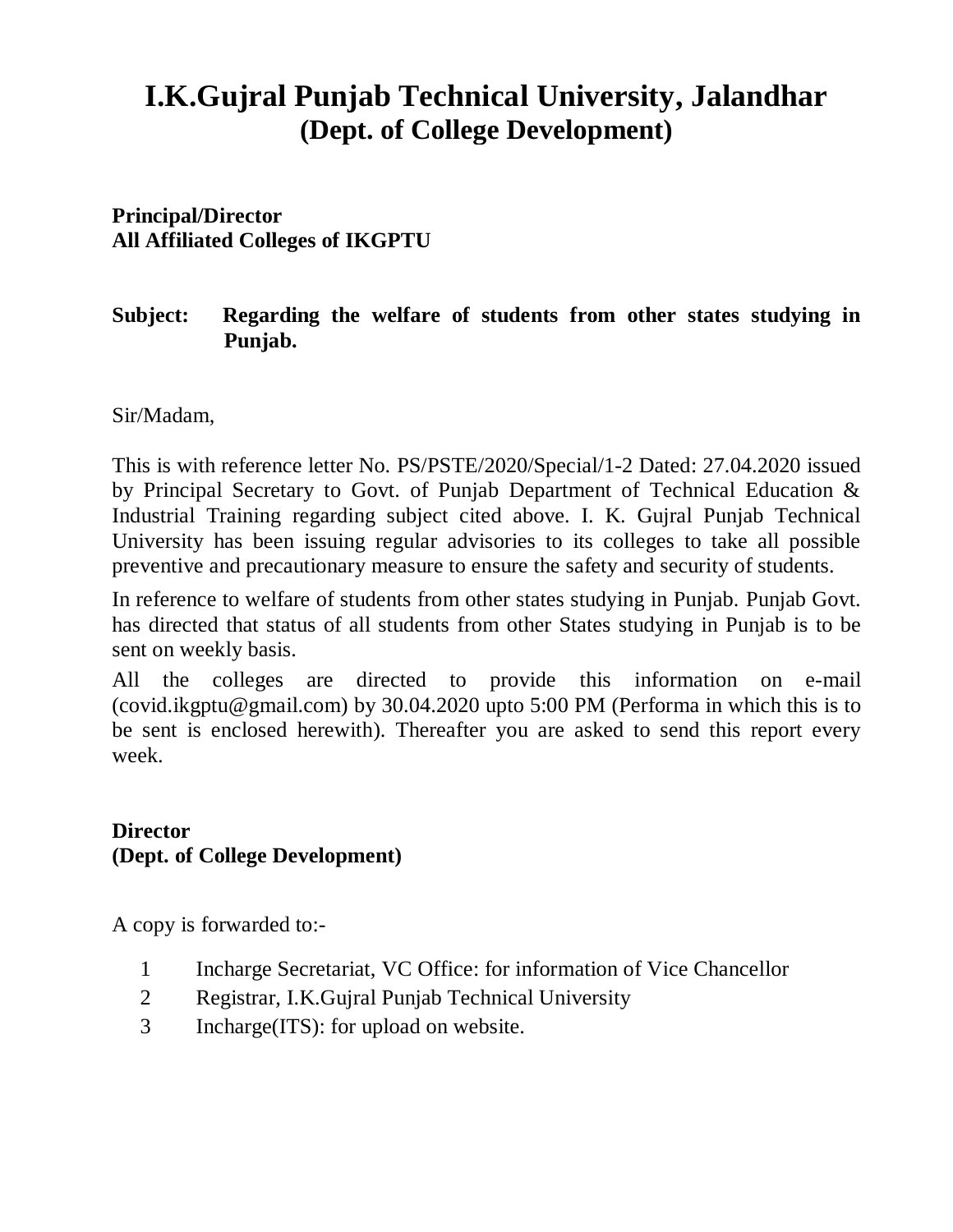# I.K.Gujral Punjab Technical University, Jalandhar
## (Dept. of College Development)

**Principal/Director**
**All Affiliated Colleges of IKGPTU**

**Subject: Regarding the welfare of students from other states studying in Punjab.**

Sir/Madam,

This is with reference letter No. PS/PSTE/2020/Special/1-2 Dated: 27.04.2020 issued by Principal Secretary to Govt. of Punjab Department of Technical Education & Industrial Training regarding subject cited above. I. K. Gujral Punjab Technical University has been issuing regular advisories to its colleges to take all possible preventive and precautionary measure to ensure the safety and security of students.

In reference to welfare of students from other states studying in Punjab. Punjab Govt. has directed that status of all students from other States studying in Punjab is to be sent on weekly basis.

All the colleges are directed to provide this information on e-mail (covid.ikgptu@gmail.com) by 30.04.2020 upto 5:00 PM (Performa in which this is to be sent is enclosed herewith). Thereafter you are asked to send this report every week.

**Director**
**(Dept. of College Development)**

A copy is forwarded to:-

1. Incharge Secretariat, VC Office: for information of Vice Chancellor
2. Registrar, I.K.Gujral Punjab Technical University
3. Incharge(ITS): for upload on website.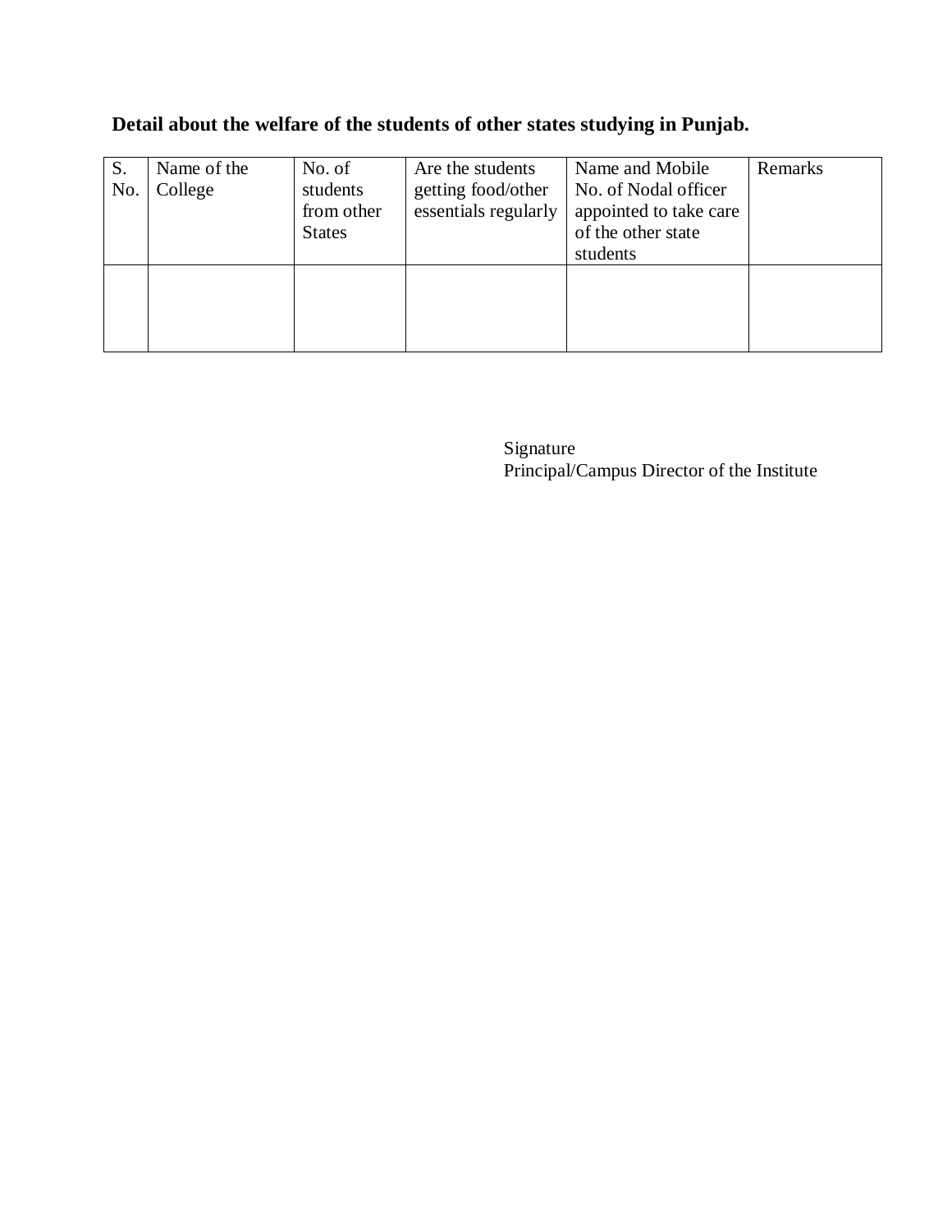**Detail about the welfare of the students of other states studying in Punjab.**

| S. No. | Name of the College | No. of students from other States | Are the students getting food/other essentials regularly | Name and Mobile No. of Nodal officer appointed to take care of the other state students | Remarks |
|---|---|---|---|---|---|
| | | | | | |

Signature
Principal/Campus Director of the Institute